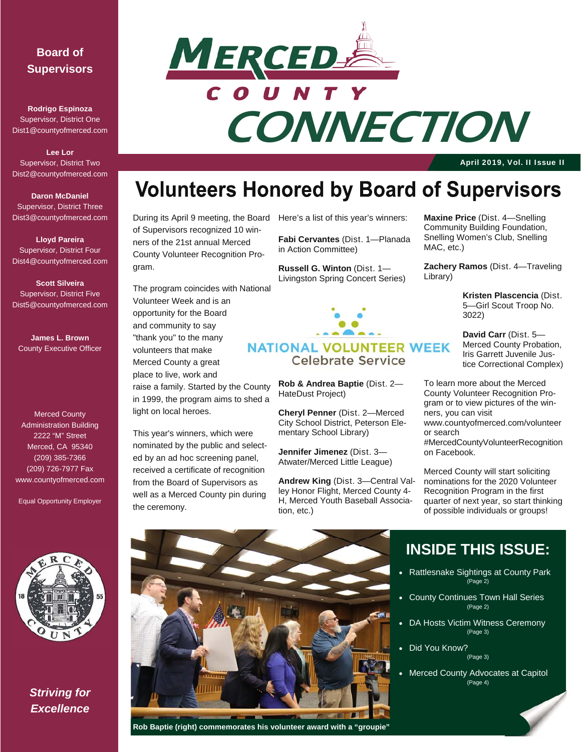# MERCED COUNTY CONNECTION

April 2019, Vol. II Issue II

## Board of Supervisors

**Rodrigo Espinoza**
Supervisor, District One
Dist1@countyofmerced.com

**Lee Lor**
Supervisor, District Two
Dist2@countyofmerced.com

**Daron McDaniel**
Supervisor, District Three
Dist3@countyofmerced.com

**Lloyd Pareira**
Supervisor, District Four
Dist4@countyofmerced.com

**Scott Silveira**
Supervisor, District Five
Dist5@countyofmerced.com

**James L. Brown**
County Executive Officer

Merced County
Administration Building
2222 "M" Street
Merced, CA 95340
(209) 385-7366
(209) 726-7977 Fax
www.countyofmerced.com

Equal Opportunity Employer

***Striving for Excellence***

# Volunteers Honored by Board of Supervisors

During its April 9 meeting, the Board of Supervisors recognized 10 winners of the 21st annual Merced County Volunteer Recognition Program.

The program coincides with National Volunteer Week and is an opportunity for the Board and community to say "thank you" to the many volunteers that make Merced County a great place to live, work and raise a family. Started by the County in 1999, the program aims to shed a light on local heroes.

This year's winners, which were nominated by the public and selected by an ad hoc screening panel, received a certificate of recognition from the Board of Supervisors as well as a Merced County pin during the ceremony.

Here's a list of this year's winners:

**Fabi Cervantes** (Dist. 1—Planada in Action Committee)

**Russell G. Winton** (Dist. 1—Livingston Spring Concert Series)

NATIONAL VOLUNTEER WEEK
Celebrate Service

**Rob & Andrea Baptie** (Dist. 2—HateDust Project)

**Cheryl Penner** (Dist. 2—Merced City School District, Peterson Elementary School Library)

**Jennifer Jimenez** (Dist. 3—Atwater/Merced Little League)

**Andrew King** (Dist. 3—Central Valley Honor Flight, Merced County 4-H, Merced Youth Baseball Association, etc.)

**Maxine Price** (Dist. 4—Snelling Community Building Foundation, Snelling Women's Club, Snelling MAC, etc.)

**Zachery Ramos** (Dist. 4—Traveling Library)

**Kristen Plascencia** (Dist. 5—Girl Scout Troop No. 3022)

**David Carr** (Dist. 5—Merced County Probation, Iris Garrett Juvenile Justice Correctional Complex)

To learn more about the Merced County Volunteer Recognition Program or to view pictures of the winners, you can visit www.countyofmerced.com/volunteer or search #MercedCountyVolunteerRecognition on Facebook.

Merced County will start soliciting nominations for the 2020 Volunteer Recognition Program in the first quarter of next year, so start thinking of possible individuals or groups!

**Rob Baptie (right) commemorates his volunteer award with a "groupie"**

## INSIDE THIS ISSUE:

- Rattlesnake Sightings at County Park (Page 2)
- County Continues Town Hall Series (Page 2)
- DA Hosts Victim Witness Ceremony (Page 3)
- Did You Know? (Page 3)
- Merced County Advocates at Capitol (Page 4)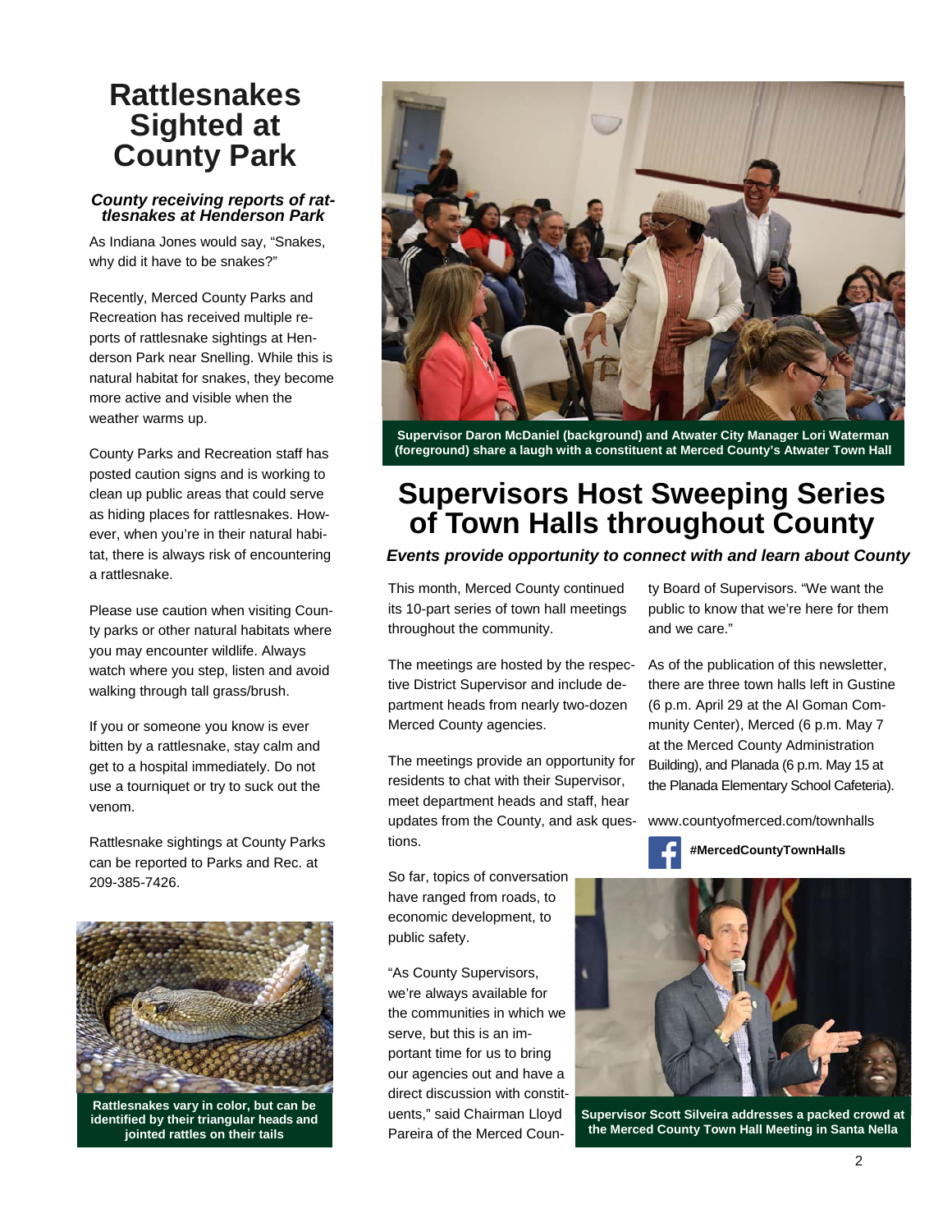# Rattlesnakes Sighted at County Park

***County receiving reports of rattlesnakes at Henderson Park***

As Indiana Jones would say, "Snakes, why did it have to be snakes?"

Recently, Merced County Parks and Recreation has received multiple reports of rattlesnake sightings at Henderson Park near Snelling. While this is natural habitat for snakes, they become more active and visible when the weather warms up.

County Parks and Recreation staff has posted caution signs and is working to clean up public areas that could serve as hiding places for rattlesnakes. However, when you're in their natural habitat, there is always risk of encountering a rattlesnake.

Please use caution when visiting County parks or other natural habitats where you may encounter wildlife. Always watch where you step, listen and avoid walking through tall grass/brush.

If you or someone you know is ever bitten by a rattlesnake, stay calm and get to a hospital immediately. Do not use a tourniquet or try to suck out the venom.

Rattlesnake sightings at County Parks can be reported to Parks and Rec. at 209-385-7426.

**Rattlesnakes vary in color, but can be identified by their triangular heads and jointed rattles on their tails**

**Supervisor Daron McDaniel (background) and Atwater City Manager Lori Waterman (foreground) share a laugh with a constituent at Merced County's Atwater Town Hall**

# Supervisors Host Sweeping Series of Town Halls throughout County

***Events provide opportunity to connect with and learn about County***

This month, Merced County continued its 10-part series of town hall meetings throughout the community.

The meetings are hosted by the respective District Supervisor and include department heads from nearly two-dozen Merced County agencies.

The meetings provide an opportunity for residents to chat with their Supervisor, meet department heads and staff, hear updates from the County, and ask questions.

So far, topics of conversation have ranged from roads, to economic development, to public safety.

"As County Supervisors, we're always available for the communities in which we serve, but this is an important time for us to bring our agencies out and have a direct discussion with constituents," said Chairman Lloyd Pareira of the Merced County Board of Supervisors. "We want the public to know that we're here for them and we care."

As of the publication of this newsletter, there are three town halls left in Gustine (6 p.m. April 29 at the Al Goman Community Center), Merced (6 p.m. May 7 at the Merced County Administration Building), and Planada (6 p.m. May 15 at the Planada Elementary School Cafeteria).

www.countyofmerced.com/townhalls

**#MercedCountyTownHalls**

**Supervisor Scott Silveira addresses a packed crowd at the Merced County Town Hall Meeting in Santa Nella**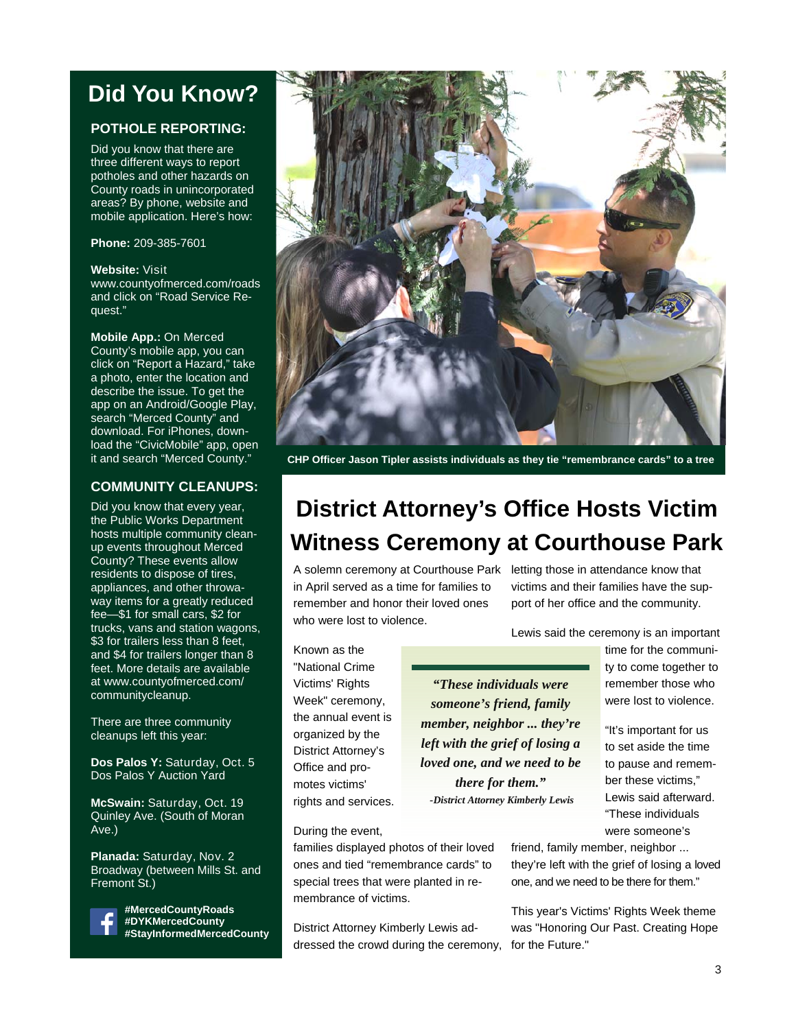## Did You Know?

### POTHOLE REPORTING:

Did you know that there are three different ways to report potholes and other hazards on County roads in unincorporated areas? By phone, website and mobile application. Here's how:

**Phone:** 209-385-7601

**Website:** Visit www.countyofmerced.com/roads and click on "Road Service Request."

**Mobile App.:** On Merced County's mobile app, you can click on "Report a Hazard," take a photo, enter the location and describe the issue. To get the app on an Android/Google Play, search "Merced County" and download. For iPhones, download the "CivicMobile" app, open it and search "Merced County."

### COMMUNITY CLEANUPS:

Did you know that every year, the Public Works Department hosts multiple community clean-up events throughout Merced County? These events allow residents to dispose of tires, appliances, and other throwaway items for a greatly reduced fee—$1 for small cars, $2 for trucks, vans and station wagons, $3 for trailers less than 8 feet, and $4 for trailers longer than 8 feet. More details are available at www.countyofmerced.com/communitycleanup.

There are three community cleanups left this year:

**Dos Palos Y:** Saturday, Oct. 5
Dos Palos Y Auction Yard

**McSwain:** Saturday, Oct. 19
Quinley Ave. (South of Moran Ave.)

**Planada:** Saturday, Nov. 2
Broadway (between Mills St. and Fremont St.)

**#MercedCountyRoads**
**#DYKMercedCounty**
**#StayInformedMercedCounty**

CHP Officer Jason Tipler assists individuals as they tie "remembrance cards" to a tree

# District Attorney's Office Hosts Victim Witness Ceremony at Courthouse Park

A solemn ceremony at Courthouse Park in April served as a time for families to remember and honor their loved ones who were lost to violence.

Known as the "National Crime Victims' Rights Week" ceremony, the annual event is organized by the District Attorney's Office and promotes victims' rights and services.

During the event, families displayed photos of their loved ones and tied "remembrance cards" to special trees that were planted in remembrance of victims.

District Attorney Kimberly Lewis addressed the crowd during the ceremony, letting those in attendance know that victims and their families have the support of her office and the community.

> ***"These individuals were someone's friend, family member, neighbor ... they're left with the grief of losing a loved one, and we need to be there for them."***
> *-District Attorney Kimberly Lewis*

Lewis said the ceremony is an important time for the community to come together to remember those who were lost to violence.

"It's important for us to set aside the time to pause and remember these victims," Lewis said afterward. "These individuals were someone's friend, family member, neighbor ... they're left with the grief of losing a loved one, and we need to be there for them."

This year's Victims' Rights Week theme was "Honoring Our Past. Creating Hope for the Future."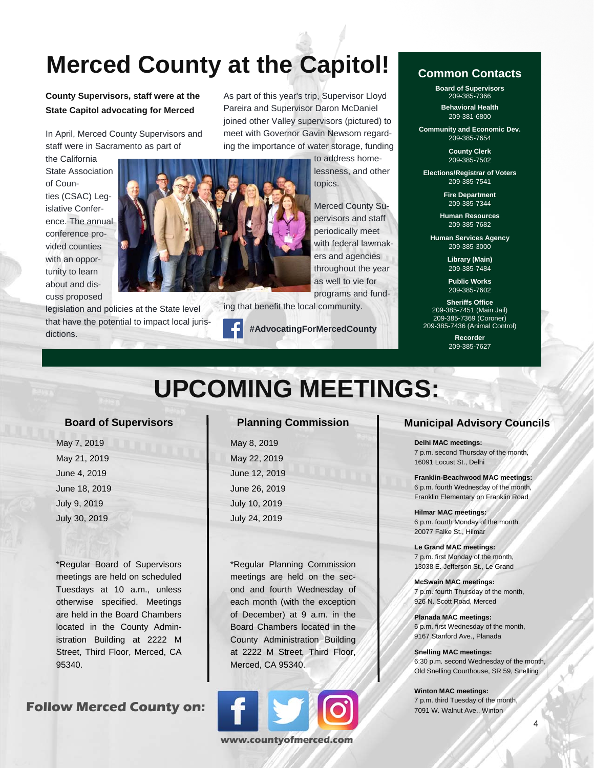# Merced County at the Capitol!

**County Supervisors, staff were at the State Capitol advocating for Merced**

In April, Merced County Supervisors and staff were in Sacramento as part of the California State Association of Counties (CSAC) Legislative Conference. The annual conference provided counties with an opportunity to learn about and discuss proposed legislation and policies at the State level that have the potential to impact local jurisdictions.

As part of this year's trip, Supervisor Lloyd Pareira and Supervisor Daron McDaniel joined other Valley supervisors (pictured) to meet with Governor Gavin Newsom regarding the importance of water storage, funding to address homelessness, and other topics.

Merced County Supervisors and staff periodically meet with federal lawmakers and agencies throughout the year as well to vie for programs and funding that benefit the local community.

**#AdvocatingForMercedCounty**

## Common Contacts

**Board of Supervisors**
209-385-7366

**Behavioral Health**
209-381-6800

**Community and Economic Dev.**
209-385-7654

**County Clerk**
209-385-7502

**Elections/Registrar of Voters**
209-385-7541

**Fire Department**
209-385-7344

**Human Resources**
209-385-7682

**Human Services Agency**
209-385-3000

**Library (Main)**
209-385-7484

**Public Works**
209-385-7602

**Sheriffs Office**
209-385-7451 (Main Jail)
209-385-7369 (Coroner)
209-385-7436 (Animal Control)

**Recorder**
209-385-7627

# UPCOMING MEETINGS:

### Board of Supervisors

May 7, 2019
May 21, 2019
June 4, 2019
June 18, 2019
July 9, 2019
July 30, 2019

*Regular Board of Supervisors meetings are held on scheduled Tuesdays at 10 a.m., unless otherwise specified. Meetings are held in the Board Chambers located in the County Administration Building at 2222 M Street, Third Floor, Merced, CA 95340.

### Planning Commission

May 8, 2019
May 22, 2019
June 12, 2019
June 26, 2019
July 10, 2019
July 24, 2019

*Regular Planning Commission meetings are held on the second and fourth Wednesday of each month (with the exception of December) at 9 a.m. in the Board Chambers located in the County Administration Building at 2222 M Street, Third Floor, Merced, CA 95340.

### Municipal Advisory Councils

**Delhi MAC meetings:**
7 p.m. second Thursday of the month,
16091 Locust St., Delhi

**Franklin-Beachwood MAC meetings:**
6 p.m. fourth Wednesday of the month,
Franklin Elementary on Franklin Road

**Hilmar MAC meetings:**
6 p.m. fourth Monday of the month.
20077 Falke St., Hilmar

**Le Grand MAC meetings:**
7 p.m. first Monday of the month,
13038 E. Jefferson St., Le Grand

**McSwain MAC meetings:**
7 p.m. fourth Thursday of the month,
926 N. Scott Road, Merced

**Planada MAC meetings:**
6 p.m. first Wednesday of the month,
9167 Stanford Ave., Planada

**Snelling MAC meetings:**
6:30 p.m. second Wednesday of the month,
Old Snelling Courthouse, SR 59, Snelling

**Winton MAC meetings:**
7 p.m. third Tuesday of the month,
7091 W. Walnut Ave., Winton

**Follow Merced County on:**

**www.countyofmerced.com**